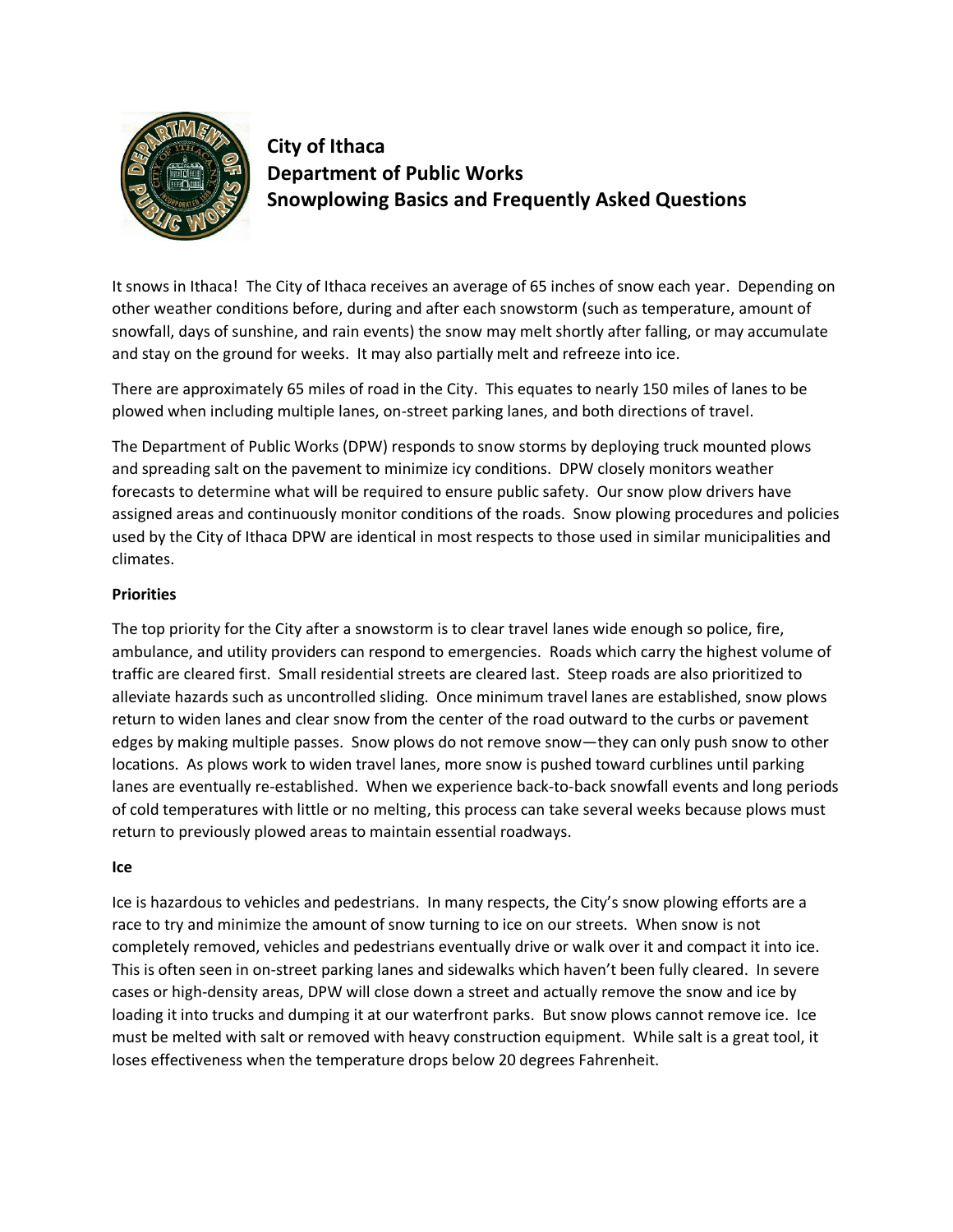# City of Ithaca
# Department of Public Works
# Snowplowing Basics and Frequently Asked Questions

It snows in Ithaca! The City of Ithaca receives an average of 65 inches of snow each year. Depending on other weather conditions before, during and after each snowstorm (such as temperature, amount of snowfall, days of sunshine, and rain events) the snow may melt shortly after falling, or may accumulate and stay on the ground for weeks. It may also partially melt and refreeze into ice.

There are approximately 65 miles of road in the City. This equates to nearly 150 miles of lanes to be plowed when including multiple lanes, on-street parking lanes, and both directions of travel.

The Department of Public Works (DPW) responds to snow storms by deploying truck mounted plows and spreading salt on the pavement to minimize icy conditions. DPW closely monitors weather forecasts to determine what will be required to ensure public safety. Our snow plow drivers have assigned areas and continuously monitor conditions of the roads. Snow plowing procedures and policies used by the City of Ithaca DPW are identical in most respects to those used in similar municipalities and climates.

**Priorities**

The top priority for the City after a snowstorm is to clear travel lanes wide enough so police, fire, ambulance, and utility providers can respond to emergencies. Roads which carry the highest volume of traffic are cleared first. Small residential streets are cleared last. Steep roads are also prioritized to alleviate hazards such as uncontrolled sliding. Once minimum travel lanes are established, snow plows return to widen lanes and clear snow from the center of the road outward to the curbs or pavement edges by making multiple passes. Snow plows do not remove snow—they can only push snow to other locations. As plows work to widen travel lanes, more snow is pushed toward curblines until parking lanes are eventually re-established. When we experience back-to-back snowfall events and long periods of cold temperatures with little or no melting, this process can take several weeks because plows must return to previously plowed areas to maintain essential roadways.

**Ice**

Ice is hazardous to vehicles and pedestrians. In many respects, the City's snow plowing efforts are a race to try and minimize the amount of snow turning to ice on our streets. When snow is not completely removed, vehicles and pedestrians eventually drive or walk over it and compact it into ice. This is often seen in on-street parking lanes and sidewalks which haven't been fully cleared. In severe cases or high-density areas, DPW will close down a street and actually remove the snow and ice by loading it into trucks and dumping it at our waterfront parks. But snow plows cannot remove ice. Ice must be melted with salt or removed with heavy construction equipment. While salt is a great tool, it loses effectiveness when the temperature drops below 20 degrees Fahrenheit.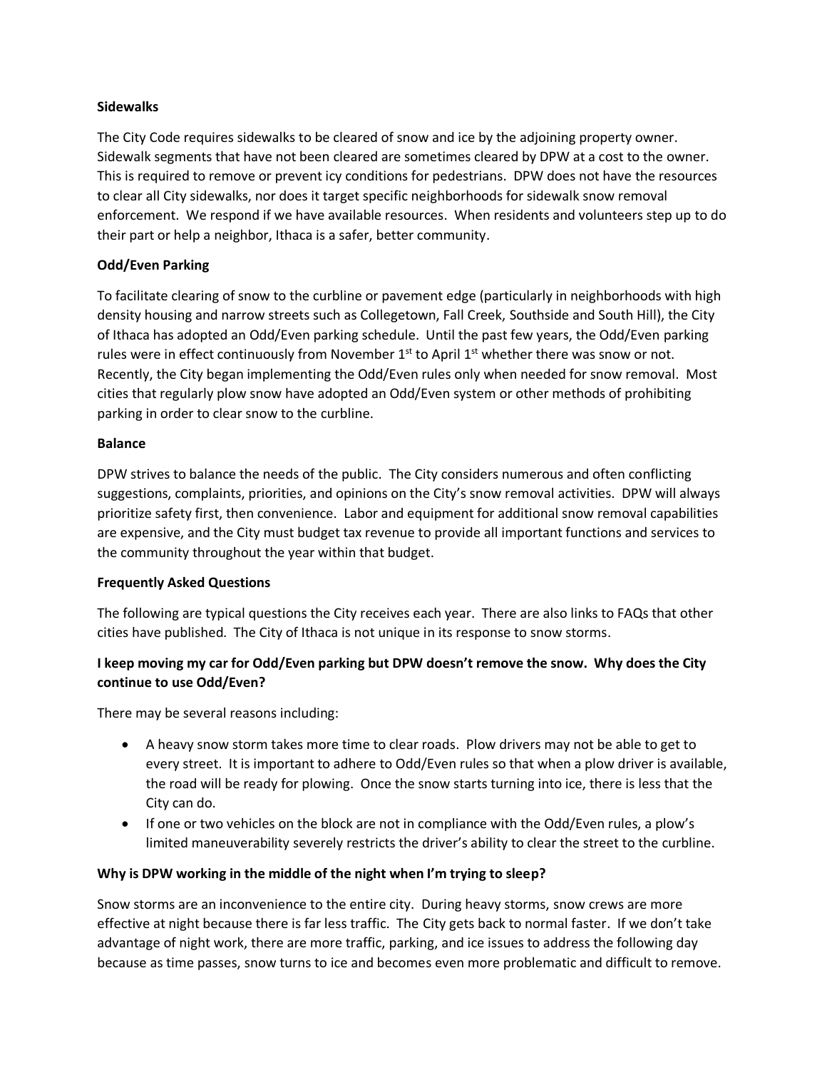**Sidewalks**

The City Code requires sidewalks to be cleared of snow and ice by the adjoining property owner. Sidewalk segments that have not been cleared are sometimes cleared by DPW at a cost to the owner. This is required to remove or prevent icy conditions for pedestrians. DPW does not have the resources to clear all City sidewalks, nor does it target specific neighborhoods for sidewalk snow removal enforcement. We respond if we have available resources. When residents and volunteers step up to do their part or help a neighbor, Ithaca is a safer, better community.

**Odd/Even Parking**

To facilitate clearing of snow to the curbline or pavement edge (particularly in neighborhoods with high density housing and narrow streets such as Collegetown, Fall Creek, Southside and South Hill), the City of Ithaca has adopted an Odd/Even parking schedule. Until the past few years, the Odd/Even parking rules were in effect continuously from November 1st to April 1st whether there was snow or not. Recently, the City began implementing the Odd/Even rules only when needed for snow removal. Most cities that regularly plow snow have adopted an Odd/Even system or other methods of prohibiting parking in order to clear snow to the curbline.

**Balance**

DPW strives to balance the needs of the public. The City considers numerous and often conflicting suggestions, complaints, priorities, and opinions on the City's snow removal activities. DPW will always prioritize safety first, then convenience. Labor and equipment for additional snow removal capabilities are expensive, and the City must budget tax revenue to provide all important functions and services to the community throughout the year within that budget.

**Frequently Asked Questions**

The following are typical questions the City receives each year. There are also links to FAQs that other cities have published. The City of Ithaca is not unique in its response to snow storms.

**I keep moving my car for Odd/Even parking but DPW doesn't remove the snow. Why does the City continue to use Odd/Even?**

There may be several reasons including:

- A heavy snow storm takes more time to clear roads. Plow drivers may not be able to get to every street. It is important to adhere to Odd/Even rules so that when a plow driver is available, the road will be ready for plowing. Once the snow starts turning into ice, there is less that the City can do.
- If one or two vehicles on the block are not in compliance with the Odd/Even rules, a plow's limited maneuverability severely restricts the driver's ability to clear the street to the curbline.

**Why is DPW working in the middle of the night when I'm trying to sleep?**

Snow storms are an inconvenience to the entire city. During heavy storms, snow crews are more effective at night because there is far less traffic. The City gets back to normal faster. If we don't take advantage of night work, there are more traffic, parking, and ice issues to address the following day because as time passes, snow turns to ice and becomes even more problematic and difficult to remove.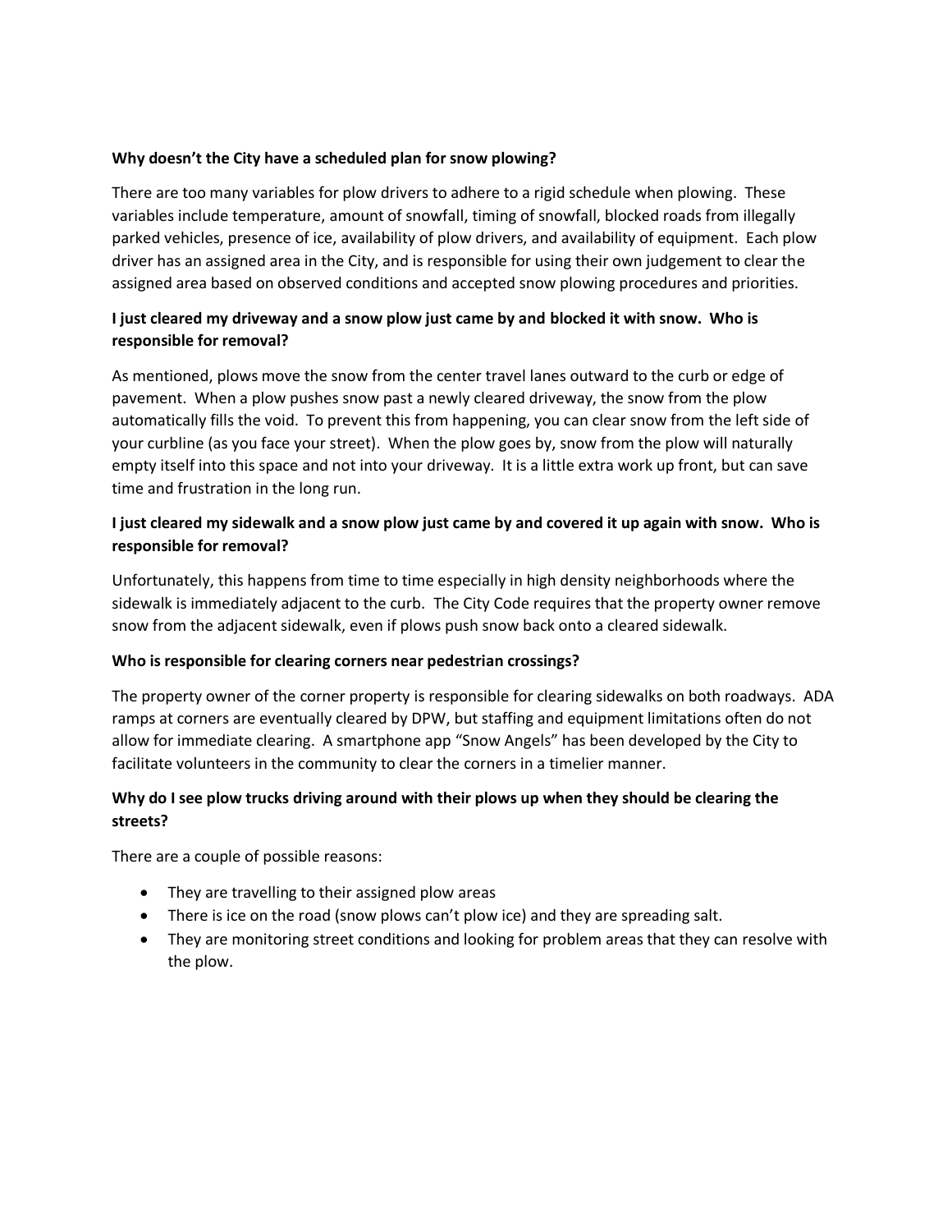**Why doesn't the City have a scheduled plan for snow plowing?**

There are too many variables for plow drivers to adhere to a rigid schedule when plowing. These variables include temperature, amount of snowfall, timing of snowfall, blocked roads from illegally parked vehicles, presence of ice, availability of plow drivers, and availability of equipment. Each plow driver has an assigned area in the City, and is responsible for using their own judgement to clear the assigned area based on observed conditions and accepted snow plowing procedures and priorities.

**I just cleared my driveway and a snow plow just came by and blocked it with snow. Who is responsible for removal?**

As mentioned, plows move the snow from the center travel lanes outward to the curb or edge of pavement. When a plow pushes snow past a newly cleared driveway, the snow from the plow automatically fills the void. To prevent this from happening, you can clear snow from the left side of your curbline (as you face your street). When the plow goes by, snow from the plow will naturally empty itself into this space and not into your driveway. It is a little extra work up front, but can save time and frustration in the long run.

**I just cleared my sidewalk and a snow plow just came by and covered it up again with snow. Who is responsible for removal?**

Unfortunately, this happens from time to time especially in high density neighborhoods where the sidewalk is immediately adjacent to the curb. The City Code requires that the property owner remove snow from the adjacent sidewalk, even if plows push snow back onto a cleared sidewalk.

**Who is responsible for clearing corners near pedestrian crossings?**

The property owner of the corner property is responsible for clearing sidewalks on both roadways. ADA ramps at corners are eventually cleared by DPW, but staffing and equipment limitations often do not allow for immediate clearing. A smartphone app "Snow Angels" has been developed by the City to facilitate volunteers in the community to clear the corners in a timelier manner.

**Why do I see plow trucks driving around with their plows up when they should be clearing the streets?**

There are a couple of possible reasons:

- They are travelling to their assigned plow areas
- There is ice on the road (snow plows can't plow ice) and they are spreading salt.
- They are monitoring street conditions and looking for problem areas that they can resolve with the plow.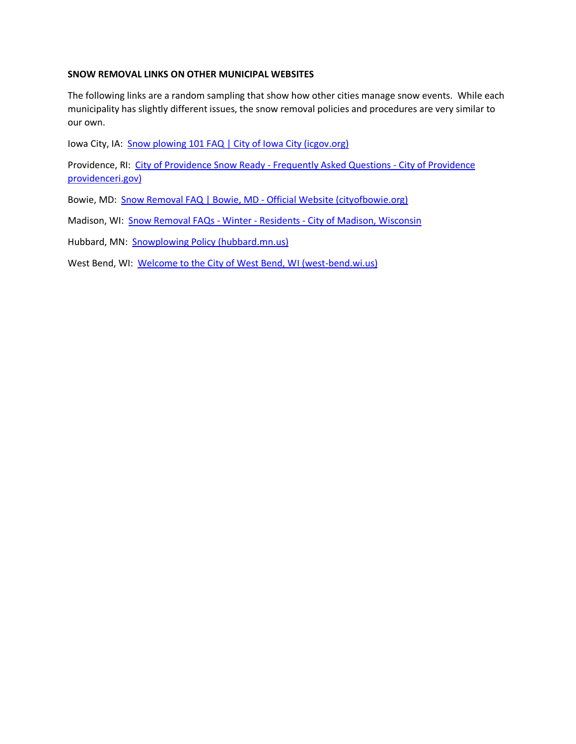**SNOW REMOVAL LINKS ON OTHER MUNICIPAL WEBSITES**

The following links are a random sampling that show how other cities manage snow events. While each municipality has slightly different issues, the snow removal policies and procedures are very similar to our own.

Iowa City, IA: Snow plowing 101 FAQ | City of Iowa City (icgov.org)

Providence, RI: City of Providence Snow Ready - Frequently Asked Questions - City of Providence providenceri.gov)

Bowie, MD: Snow Removal FAQ | Bowie, MD - Official Website (cityofbowie.org)

Madison, WI: Snow Removal FAQs - Winter - Residents - City of Madison, Wisconsin

Hubbard, MN: Snowplowing Policy (hubbard.mn.us)

West Bend, WI: Welcome to the City of West Bend, WI (west-bend.wi.us)